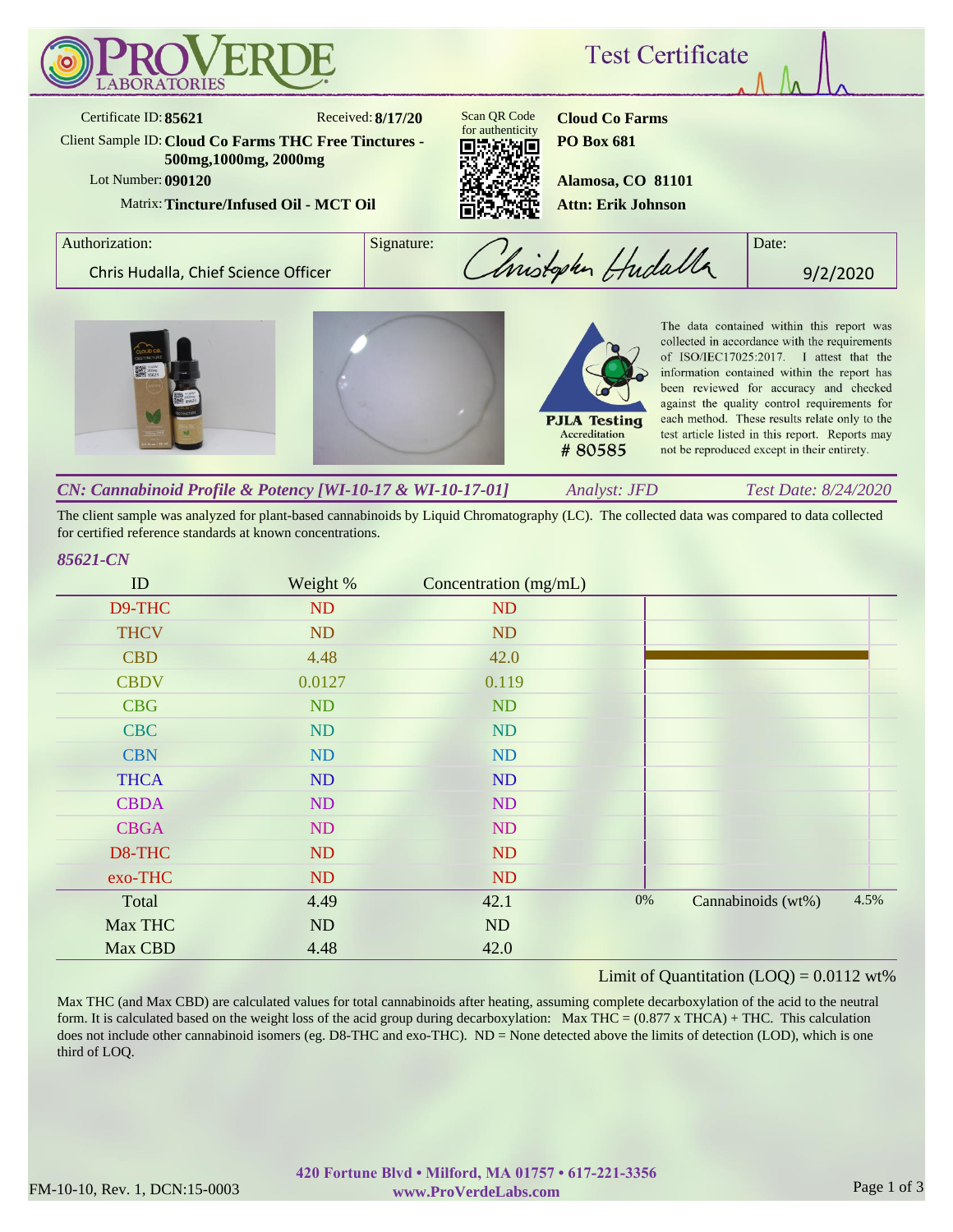# ProVerde Laboratories — Test Certificate

**Certificate ID:** 85621
**Received:** 8/17/20
**Client Sample ID:** Cloud Co Farms THC Free Tinctures - 500mg,1000mg, 2000mg
**Lot Number:** 090120
**Matrix:** Tincture/Infused Oil - MCT Oil

Scan QR Code for authenticity

**Cloud Co Farms**
**PO Box 681**
**Alamosa, CO 81101**
**Attn: Erik Johnson**

| Authorization: | Signature: | Date: |
|---|---|---|
| Chris Hudalla, Chief Science Officer | Christopher Hudalla | 9/2/2020 |

PJLA Testing Accreditation # 80585

The data contained within this report was collected in accordance with the requirements of ISO/IEC17025:2017. I attest that the information contained within the report has been reviewed for accuracy and checked against the quality control requirements for each method. These results relate only to the test article listed in this report. Reports may not be reproduced except in their entirety.

## *CN: Cannabinoid Profile & Potency [WI-10-17 & WI-10-17-01]*

*Analyst: JFD* — *Test Date: 8/24/2020*

The client sample was analyzed for plant-based cannabinoids by Liquid Chromatography (LC). The collected data was compared to data collected for certified reference standards at known concentrations.

*85621-CN*

| ID | Weight % | Concentration (mg/mL) |
|---|---|---|
| D9-THC | ND | ND |
| THCV | ND | ND |
| CBD | 4.48 | 42.0 |
| CBDV | 0.0127 | 0.119 |
| CBG | ND | ND |
| CBC | ND | ND |
| CBN | ND | ND |
| THCA | ND | ND |
| CBDA | ND | ND |
| CBGA | ND | ND |
| D8-THC | ND | ND |
| exo-THC | ND | ND |
| Total | 4.49 | 42.1 |
| Max THC | ND | ND |
| Max CBD | 4.48 | 42.0 |

Cannabinoids (wt%): 0% – 4.5%

Limit of Quantitation (LOQ) = 0.0112 wt%

Max THC (and Max CBD) are calculated values for total cannabinoids after heating, assuming complete decarboxylation of the acid to the neutral form. It is calculated based on the weight loss of the acid group during decarboxylation: Max THC = (0.877 x THCA) + THC. This calculation does not include other cannabinoid isomers (eg. D8-THC and exo-THC). ND = None detected above the limits of detection (LOD), which is one third of LOQ.

420 Fortune Blvd • Milford, MA 01757 • 617-221-3356
www.ProVerdeLabs.com

FM-10-10, Rev. 1, DCN:15-0003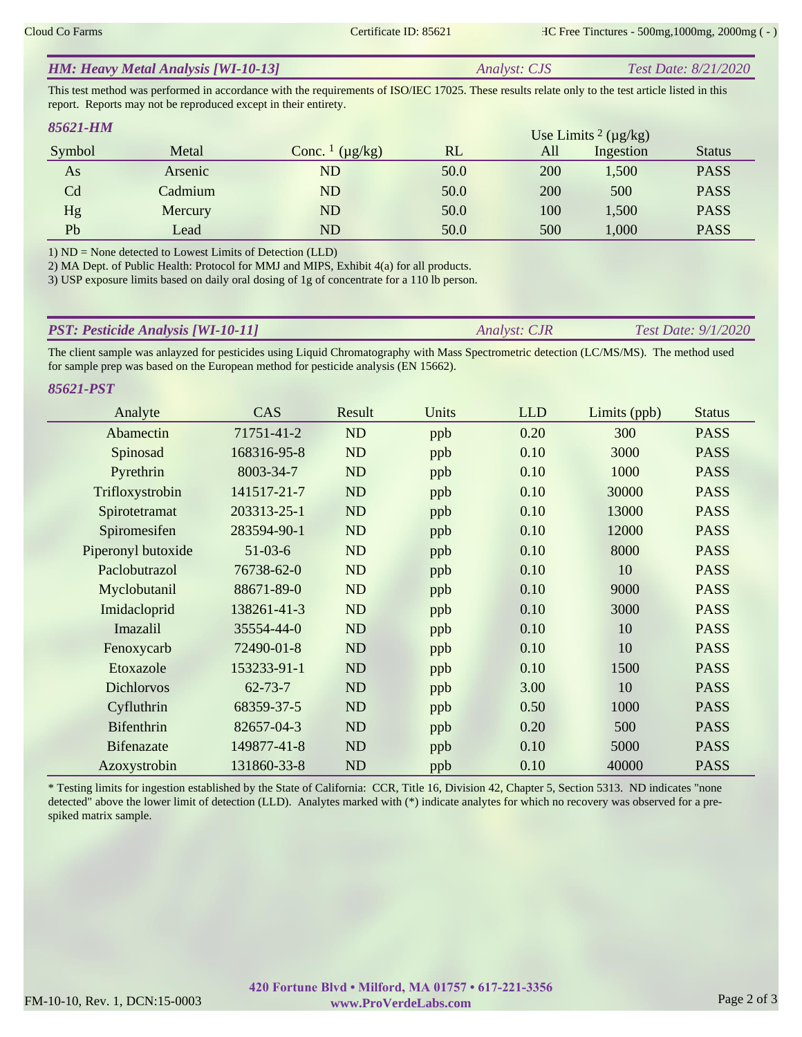## HM: Heavy Metal Analysis [WI-10-13]

*Analyst: CJS* *Test Date: 8/21/2020*

This test method was performed in accordance with the requirements of ISO/IEC 17025. These results relate only to the test article listed in this report. Reports may not be reproduced except in their entirety.

### 85621-HM

| Symbol | Metal | Conc. [1] (µg/kg) | RL | Use Limits [2] (µg/kg) | | Status |
|---|---|---|---|---|---|---|
| | | | | All | Ingestion | |
| As | Arsenic | ND | 50.0 | 200 | 1,500 | PASS |
| Cd | Cadmium | ND | 50.0 | 200 | 500 | PASS |
| Hg | Mercury | ND | 50.0 | 100 | 1,500 | PASS |
| Pb | Lead | ND | 50.0 | 500 | 1,000 | PASS |

1) ND = None detected to Lowest Limits of Detection (LLD)
2) MA Dept. of Public Health: Protocol for MMJ and MIPS, Exhibit 4(a) for all products.
3) USP exposure limits based on daily oral dosing of 1g of concentrate for a 110 lb person.

## PST: Pesticide Analysis [WI-10-11]

*Analyst: CJR* *Test Date: 9/1/2020*

The client sample was anlayzed for pesticides using Liquid Chromatography with Mass Spectrometric detection (LC/MS/MS). The method used for sample prep was based on the European method for pesticide analysis (EN 15662).

### 85621-PST

| Analyte | CAS | Result | Units | LLD | Limits (ppb) | Status |
|---|---|---|---|---|---|---|
| Abamectin | 71751-41-2 | ND | ppb | 0.20 | 300 | PASS |
| Spinosad | 168316-95-8 | ND | ppb | 0.10 | 3000 | PASS |
| Pyrethrin | 8003-34-7 | ND | ppb | 0.10 | 1000 | PASS |
| Trifloxystrobin | 141517-21-7 | ND | ppb | 0.10 | 30000 | PASS |
| Spirotetramat | 203313-25-1 | ND | ppb | 0.10 | 13000 | PASS |
| Spiromesifen | 283594-90-1 | ND | ppb | 0.10 | 12000 | PASS |
| Piperonyl butoxide | 51-03-6 | ND | ppb | 0.10 | 8000 | PASS |
| Paclobutrazol | 76738-62-0 | ND | ppb | 0.10 | 10 | PASS |
| Myclobutanil | 88671-89-0 | ND | ppb | 0.10 | 9000 | PASS |
| Imidacloprid | 138261-41-3 | ND | ppb | 0.10 | 3000 | PASS |
| Imazalil | 35554-44-0 | ND | ppb | 0.10 | 10 | PASS |
| Fenoxycarb | 72490-01-8 | ND | ppb | 0.10 | 10 | PASS |
| Etoxazole | 153233-91-1 | ND | ppb | 0.10 | 1500 | PASS |
| Dichlorvos | 62-73-7 | ND | ppb | 3.00 | 10 | PASS |
| Cyfluthrin | 68359-37-5 | ND | ppb | 0.50 | 1000 | PASS |
| Bifenthrin | 82657-04-3 | ND | ppb | 0.20 | 500 | PASS |
| Bifenazate | 149877-41-8 | ND | ppb | 0.10 | 5000 | PASS |
| Azoxystrobin | 131860-33-8 | ND | ppb | 0.10 | 40000 | PASS |

* Testing limits for ingestion established by the State of California: CCR, Title 16, Division 42, Chapter 5, Section 5313. ND indicates "none detected" above the lower limit of detection (LLD). Analytes marked with (*) indicate analytes for which no recovery was observed for a pre-spiked matrix sample.

**420 Fortune Blvd • Milford, MA 01757 • 617-221-3356**
**www.ProVerdeLabs.com**

FM-10-10, Rev. 1, DCN:15-0003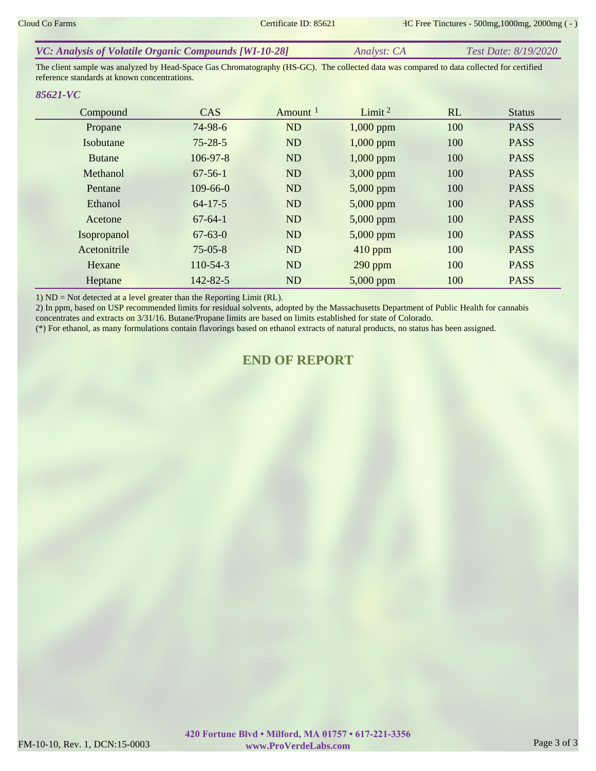## *VC: Analysis of Volatile Organic Compounds [WI-10-28]* *Analyst: CA* *Test Date: 8/19/2020*

The client sample was analyzed by Head-Space Gas Chromatography (HS-GC). The collected data was compared to data collected for certified reference standards at known concentrations.

### *85621-VC*

| Compound | CAS | Amount [1] | Limit [2] | RL | Status |
|---|---|---|---|---|---|
| Propane | 74-98-6 | ND | 1,000 ppm | 100 | PASS |
| Isobutane | 75-28-5 | ND | 1,000 ppm | 100 | PASS |
| Butane | 106-97-8 | ND | 1,000 ppm | 100 | PASS |
| Methanol | 67-56-1 | ND | 3,000 ppm | 100 | PASS |
| Pentane | 109-66-0 | ND | 5,000 ppm | 100 | PASS |
| Ethanol | 64-17-5 | ND | 5,000 ppm | 100 | PASS |
| Acetone | 67-64-1 | ND | 5,000 ppm | 100 | PASS |
| Isopropanol | 67-63-0 | ND | 5,000 ppm | 100 | PASS |
| Acetonitrile | 75-05-8 | ND | 410 ppm | 100 | PASS |
| Hexane | 110-54-3 | ND | 290 ppm | 100 | PASS |
| Heptane | 142-82-5 | ND | 5,000 ppm | 100 | PASS |

1) ND = Not detected at a level greater than the Reporting Limit (RL).
2) In ppm, based on USP recommended limits for residual solvents, adopted by the Massachusetts Department of Public Health for cannabis concentrates and extracts on 3/31/16. Butane/Propane limits are based on limits established for state of Colorado.
(*) For ethanol, as many formulations contain flavorings based on ethanol extracts of natural products, no status has been assigned.

## END OF REPORT

FM-10-10, Rev. 1, DCN:15-0003

**420 Fortune Blvd • Milford, MA 01757 • 617-221-3356**
**www.ProVerdeLabs.com**